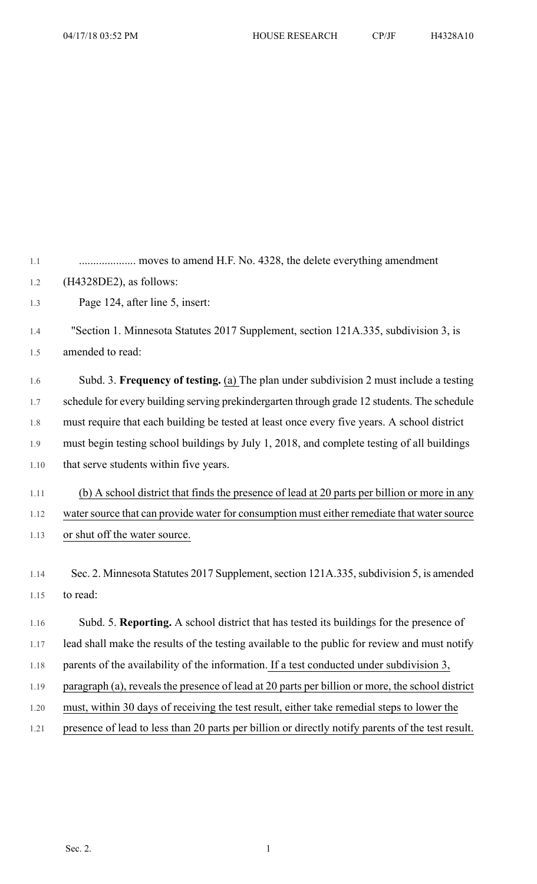.................... moves to amend H.F. No. 4328, the delete everything amendment (H4328DE2), as follows:

Page 124, after line 5, insert:

"Section 1. Minnesota Statutes 2017 Supplement, section 121A.335, subdivision 3, is amended to read:

Subd. 3. **Frequency of testing.** <u>(a)</u> The plan under subdivision 2 must include a testing schedule for every building serving prekindergarten through grade 12 students. The schedule must require that each building be tested at least once every five years. A school district must begin testing school buildings by July 1, 2018, and complete testing of all buildings that serve students within five years.

<u>(b) A school district that finds the presence of lead at 20 parts per billion or more in any water source that can provide water for consumption must either remediate that water source or shut off the water source.</u>

Sec. 2. Minnesota Statutes 2017 Supplement, section 121A.335, subdivision 5, is amended to read:

Subd. 5. **Reporting.** A school district that has tested its buildings for the presence of lead shall make the results of the testing available to the public for review and must notify parents of the availability of the information. <u>If a test conducted under subdivision 3, paragraph (a), reveals the presence of lead at 20 parts per billion or more, the school district must, within 30 days of receiving the test result, either take remedial steps to lower the presence of lead to less than 20 parts per billion or directly notify parents of the test result.</u>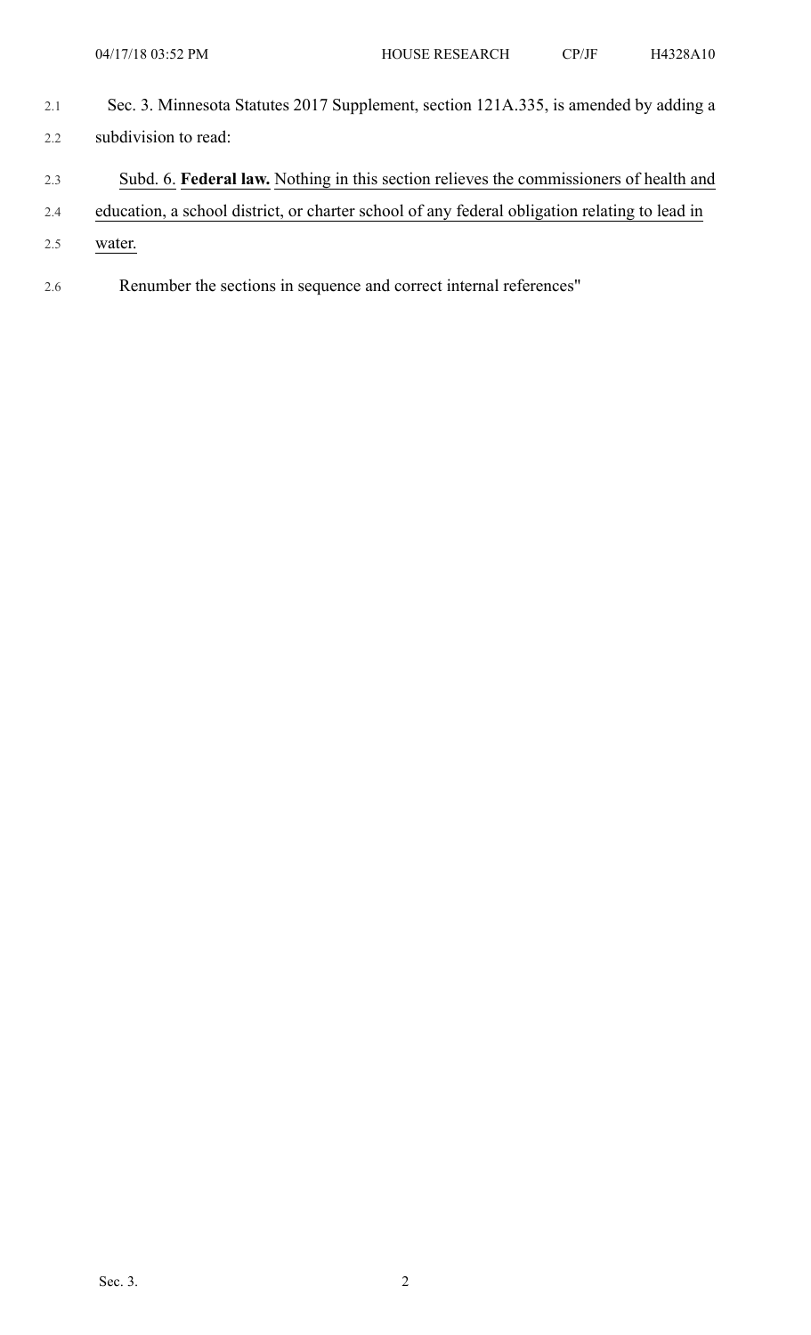Sec. 3. Minnesota Statutes 2017 Supplement, section 121A.335, is amended by adding a subdivision to read:

Subd. 6. **Federal law.** Nothing in this section relieves the commissioners of health and education, a school district, or charter school of any federal obligation relating to lead in water.

Renumber the sections in sequence and correct internal references"